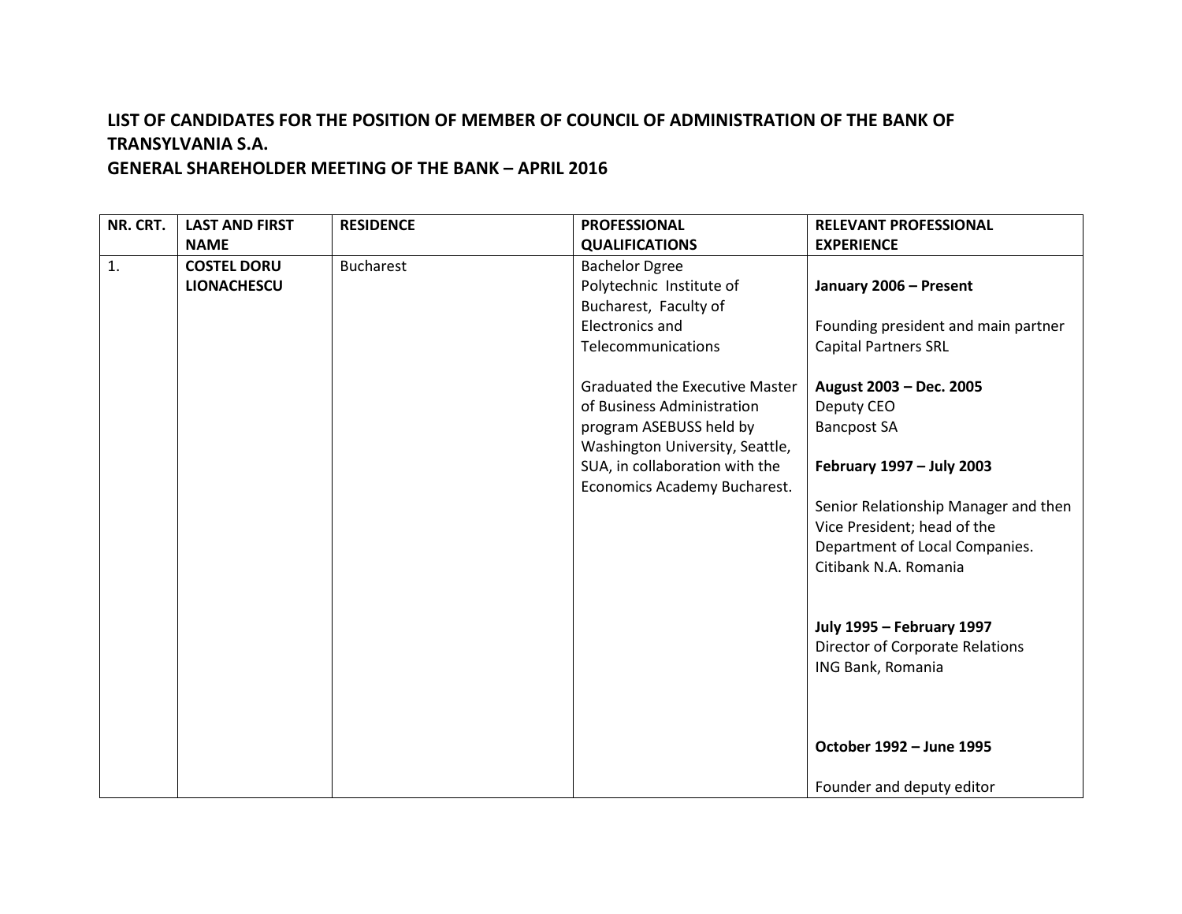# LIST OF CANDIDATES FOR THE POSITION OF MEMBER OF COUNCIL OF ADMINISTRATION OF THE BANK OF TRANSYLVANIA S.A.

## GENERAL SHAREHOLDER MEETING OF THE BANK – APRIL 2016

| NR. CRT. | LAST AND FIRST NAME | RESIDENCE | PROFESSIONAL QUALIFICATIONS | RELEVANT PROFESSIONAL EXPERIENCE |
|---|---|---|---|---|
| 1. | **COSTEL DORU LIONACHESCU** | Bucharest | Bachelor Dgree Polytechnic Institute of Bucharest, Faculty of Electronics and Telecommunications<br><br>Graduated the Executive Master of Business Administration program ASEBUSS held by Washington University, Seattle, SUA, in collaboration with the Economics Academy Bucharest. | **January 2006 – Present**<br><br>Founding president and main partner Capital Partners SRL<br><br>**August 2003 – Dec. 2005**<br>Deputy CEO<br>Bancpost SA<br><br>**February 1997 – July 2003**<br><br>Senior Relationship Manager and then Vice President; head of the Department of Local Companies.<br>Citibank N.A. Romania<br><br>**July 1995 – February 1997**<br>Director of Corporate Relations<br>ING Bank, Romania<br><br>**October 1992 – June 1995**<br><br>Founder and deputy editor |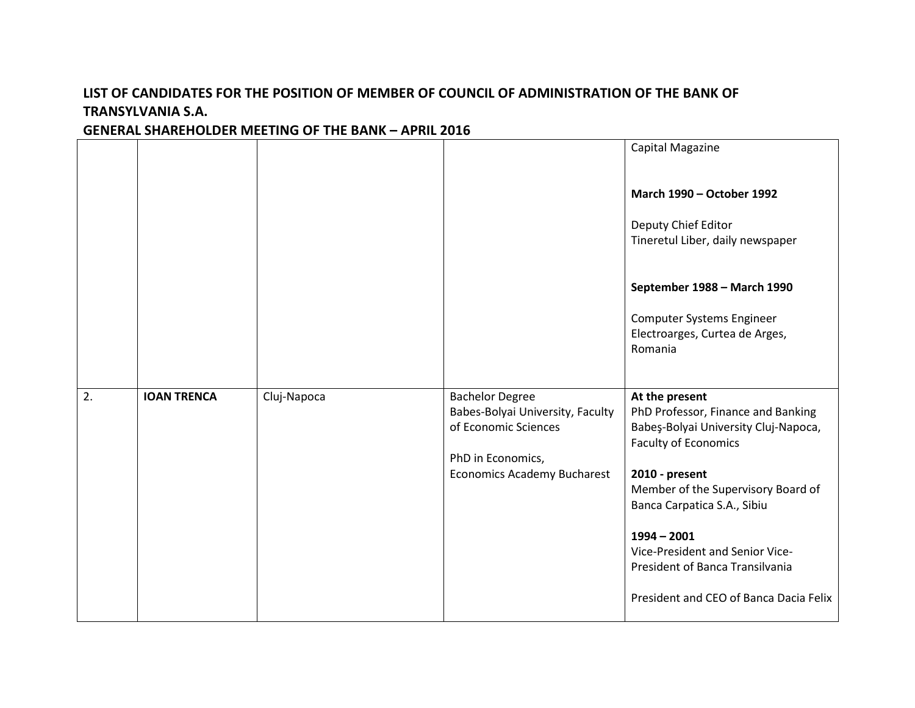# LIST OF CANDIDATES FOR THE POSITION OF MEMBER OF COUNCIL OF ADMINISTRATION OF THE BANK OF TRANSYLVANIA S.A.

## GENERAL SHAREHOLDER MEETING OF THE BANK – APRIL 2016

| | | | | |
|---|---|---|---|---|
| | | | | Capital Magazine<br><br>**March 1990 – October 1992**<br><br>Deputy Chief Editor<br>Tineretul Liber, daily newspaper<br><br>**September 1988 – March 1990**<br><br>Computer Systems Engineer<br>Electroarges, Curtea de Arges, Romania |
| 2. | **IOAN TRENCA** | Cluj-Napoca | Bachelor Degree<br>Babes-Bolyai University, Faculty of Economic Sciences<br><br>PhD in Economics,<br>Economics Academy Bucharest | **At the present**<br>PhD Professor, Finance and Banking<br>Babeş-Bolyai University Cluj-Napoca, Faculty of Economics<br><br>**2010 - present**<br>Member of the Supervisory Board of Banca Carpatica S.A., Sibiu<br><br>**1994 – 2001**<br>Vice-President and Senior Vice-President of Banca Transilvania<br><br>President and CEO of Banca Dacia Felix |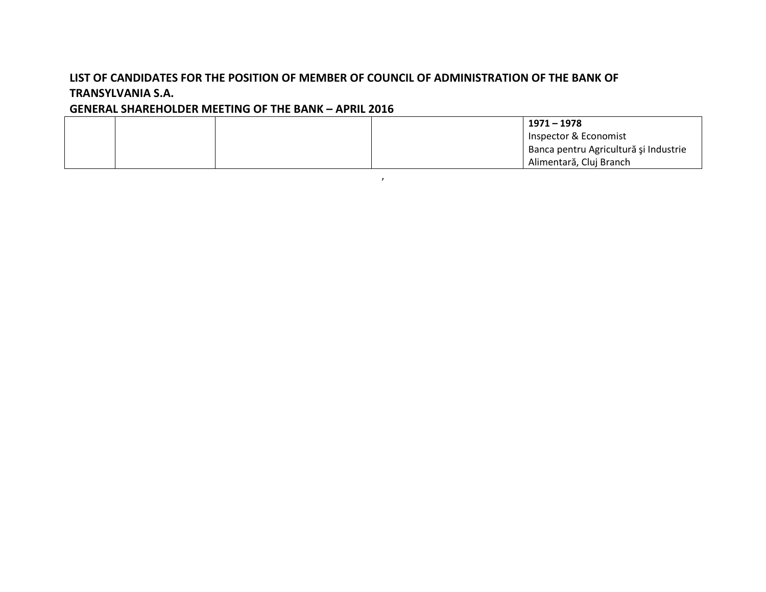**LIST OF CANDIDATES FOR THE POSITION OF MEMBER OF COUNCIL OF ADMINISTRATION OF THE BANK OF TRANSYLVANIA S.A.**

**GENERAL SHAREHOLDER MEETING OF THE BANK – APRIL 2016**

| | | | | |
|---|---|---|---|---|
| | | | | **1971 – 1978**<br>Inspector & Economist<br>Banca pentru Agricultură şi Industrie Alimentară, Cluj Branch |

,